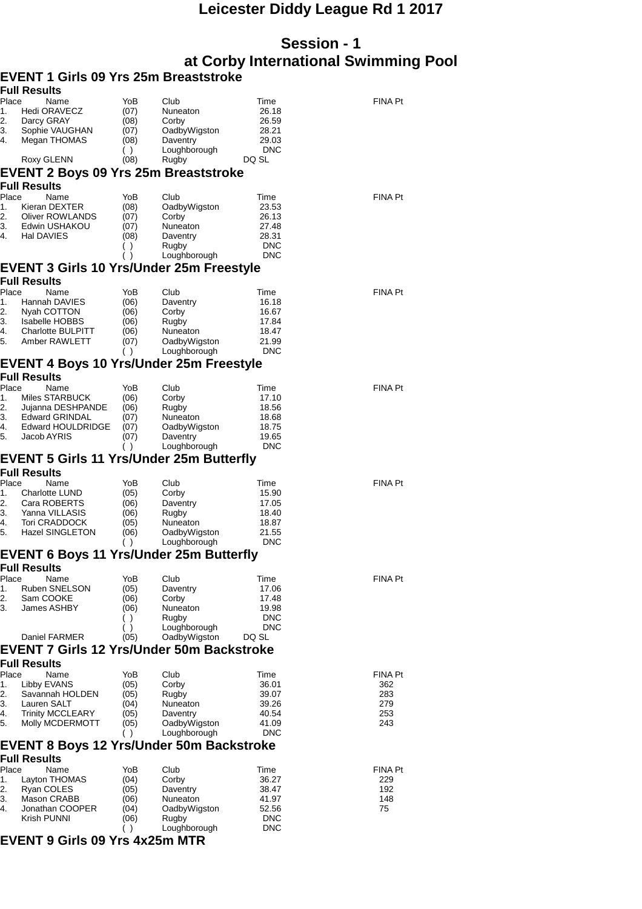# Leicester Diddy League Rd 1 2017

## Session - 1
## at Corby International Swimming Pool

### EVENT 1 Girls 09 Yrs 25m Breaststroke

**Full Results**

| Place | Name | YoB | Club | Time | FINA Pt |
|---|---|---|---|---|---|
| 1. | Hedi ORAVECZ | (07) | Nuneaton | 26.18 | |
| 2. | Darcy GRAY | (08) | Corby | 26.59 | |
| 3. | Sophie VAUGHAN | (07) | OadbyWigston | 28.21 | |
| 4. | Megan THOMAS | (08) | Daventry | 29.03 | |
| | | ( ) | Loughborough | DNC | |
| | Roxy GLENN | (08) | Rugby | DQ SL | |

### EVENT 2 Boys 09 Yrs 25m Breaststroke

**Full Results**

| Place | Name | YoB | Club | Time | FINA Pt |
|---|---|---|---|---|---|
| 1. | Kieran DEXTER | (08) | OadbyWigston | 23.53 | |
| 2. | Oliver ROWLANDS | (07) | Corby | 26.13 | |
| 3. | Edwin USHAKOU | (07) | Nuneaton | 27.48 | |
| 4. | Hal DAVIES | (08) | Daventry | 28.31 | |
| | | ( ) | Rugby | DNC | |
| | | ( ) | Loughborough | DNC | |

### EVENT 3 Girls 10 Yrs/Under 25m Freestyle

**Full Results**

| Place | Name | YoB | Club | Time | FINA Pt |
|---|---|---|---|---|---|
| 1. | Hannah DAVIES | (06) | Daventry | 16.18 | |
| 2. | Nyah COTTON | (06) | Corby | 16.67 | |
| 3. | Isabelle HOBBS | (06) | Rugby | 17.84 | |
| 4. | Charlotte BULPITT | (06) | Nuneaton | 18.47 | |
| 5. | Amber RAWLETT | (07) | OadbyWigston | 21.99 | |
| | | ( ) | Loughborough | DNC | |

### EVENT 4 Boys 10 Yrs/Under 25m Freestyle

**Full Results**

| Place | Name | YoB | Club | Time | FINA Pt |
|---|---|---|---|---|---|
| 1. | Miles STARBUCK | (06) | Corby | 17.10 | |
| 2. | Jujanna DESHPANDE | (06) | Rugby | 18.56 | |
| 3. | Edward GRINDAL | (07) | Nuneaton | 18.68 | |
| 4. | Edward HOULDRIDGE | (07) | OadbyWigston | 18.75 | |
| 5. | Jacob AYRIS | (07) | Daventry | 19.65 | |
| | | ( ) | Loughborough | DNC | |

### EVENT 5 Girls 11 Yrs/Under 25m Butterfly

**Full Results**

| Place | Name | YoB | Club | Time | FINA Pt |
|---|---|---|---|---|---|
| 1. | Charlotte LUND | (05) | Corby | 15.90 | |
| 2. | Cara ROBERTS | (06) | Daventry | 17.05 | |
| 3. | Yanna VILLASIS | (06) | Rugby | 18.40 | |
| 4. | Tori CRADDOCK | (05) | Nuneaton | 18.87 | |
| 5. | Hazel SINGLETON | (06) | OadbyWigston | 21.55 | |
| | | ( ) | Loughborough | DNC | |

### EVENT 6 Boys 11 Yrs/Under 25m Butterfly

**Full Results**

| Place | Name | YoB | Club | Time | FINA Pt |
|---|---|---|---|---|---|
| 1. | Ruben SNELSON | (05) | Daventry | 17.06 | |
| 2. | Sam COOKE | (06) | Corby | 17.48 | |
| 3. | James ASHBY | (06) | Nuneaton | 19.98 | |
| | | ( ) | Rugby | DNC | |
| | | ( ) | Loughborough | DNC | |
| | Daniel FARMER | (05) | OadbyWigston | DQ SL | |

### EVENT 7 Girls 12 Yrs/Under 50m Backstroke

**Full Results**

| Place | Name | YoB | Club | Time | FINA Pt |
|---|---|---|---|---|---|
| 1. | Libby EVANS | (05) | Corby | 36.01 | 362 |
| 2. | Savannah HOLDEN | (05) | Rugby | 39.07 | 283 |
| 3. | Lauren SALT | (04) | Nuneaton | 39.26 | 279 |
| 4. | Trinity MCCLEARY | (05) | Daventry | 40.54 | 253 |
| 5. | Molly MCDERMOTT | (05) | OadbyWigston | 41.09 | 243 |
| | | ( ) | Loughborough | DNC | |

### EVENT 8 Boys 12 Yrs/Under 50m Backstroke

**Full Results**

| Place | Name | YoB | Club | Time | FINA Pt |
|---|---|---|---|---|---|
| 1. | Layton THOMAS | (04) | Corby | 36.27 | 229 |
| 2. | Ryan COLES | (05) | Daventry | 38.47 | 192 |
| 3. | Mason CRABB | (06) | Nuneaton | 41.97 | 148 |
| 4. | Jonathan COOPER | (04) | OadbyWigston | 52.56 | 75 |
| | Krish PUNNI | (06) | Rugby | DNC | |
| | | ( ) | Loughborough | DNC | |

### EVENT 9 Girls 09 Yrs 4x25m MTR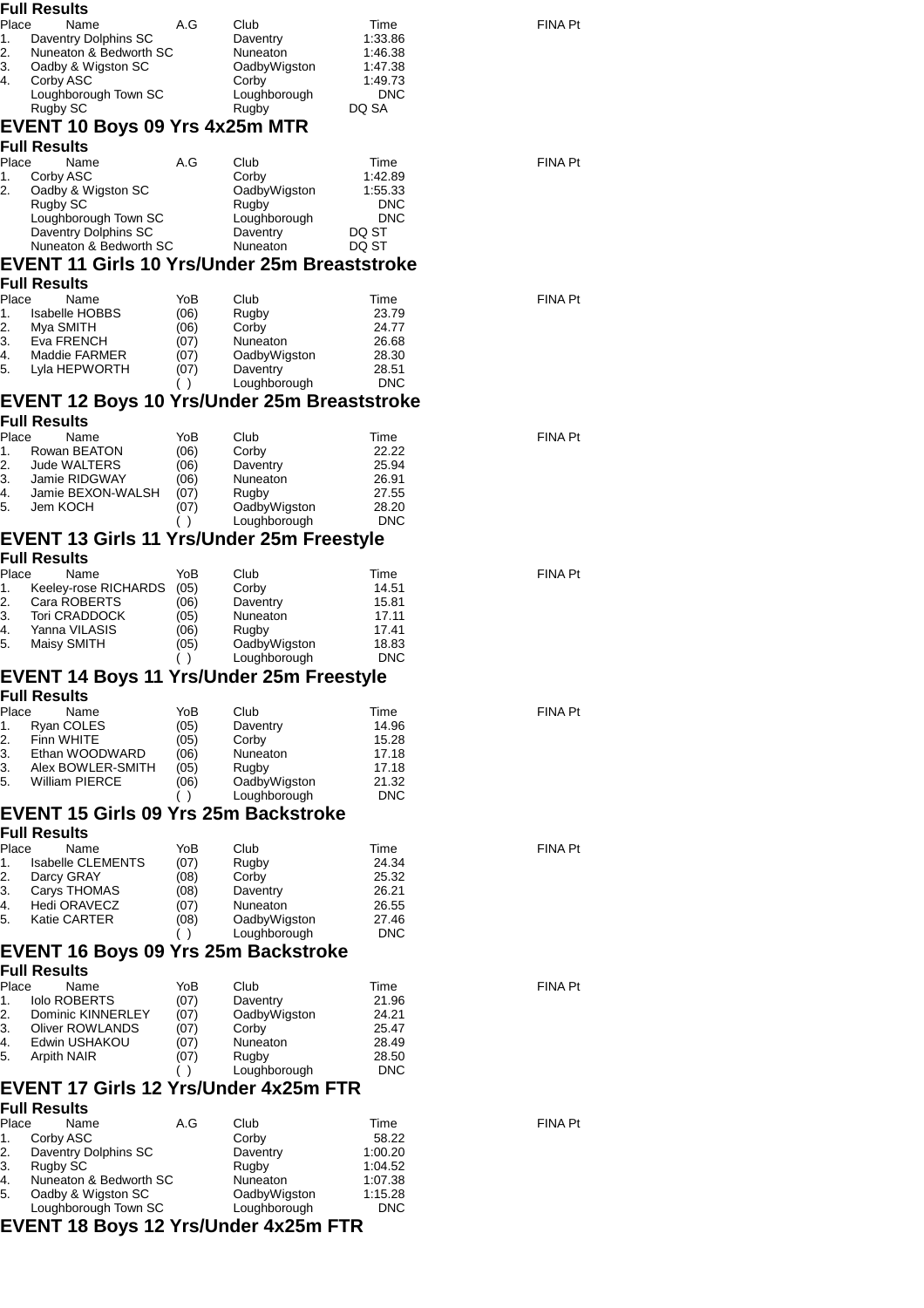### Full Results

| Place | Name | A.G | Club | Time | FINA Pt |
|---|---|---|---|---|---|
| 1. | Daventry Dolphins SC | | Daventry | 1:33.86 | |
| 2. | Nuneaton & Bedworth SC | | Nuneaton | 1:46.38 | |
| 3. | Oadby & Wigston SC | | OadbyWigston | 1:47.38 | |
| 4. | Corby ASC | | Corby | 1:49.73 | |
| | Loughborough Town SC | | Loughborough | DNC | |
| | Rugby SC | | Rugby | DQ SA | |

## EVENT 10 Boys 09 Yrs 4x25m MTR

### Full Results

| Place | Name | A.G | Club | Time | FINA Pt |
|---|---|---|---|---|---|
| 1. | Corby ASC | | Corby | 1:42.89 | |
| 2. | Oadby & Wigston SC | | OadbyWigston | 1:55.33 | |
| | Rugby SC | | Rugby | DNC | |
| | Loughborough Town SC | | Loughborough | DNC | |
| | Daventry Dolphins SC | | Daventry | DQ ST | |
| | Nuneaton & Bedworth SC | | Nuneaton | DQ ST | |

## EVENT 11 Girls 10 Yrs/Under 25m Breaststroke

### Full Results

| Place | Name | YoB | Club | Time | FINA Pt |
|---|---|---|---|---|---|
| 1. | Isabelle HOBBS | (06) | Rugby | 23.79 | |
| 2. | Mya SMITH | (06) | Corby | 24.77 | |
| 3. | Eva FRENCH | (07) | Nuneaton | 26.68 | |
| 4. | Maddie FARMER | (07) | OadbyWigston | 28.30 | |
| 5. | Lyla HEPWORTH | (07) | Daventry | 28.51 | |
| | | ( ) | Loughborough | DNC | |

## EVENT 12 Boys 10 Yrs/Under 25m Breaststroke

### Full Results

| Place | Name | YoB | Club | Time | FINA Pt |
|---|---|---|---|---|---|
| 1. | Rowan BEATON | (06) | Corby | 22.22 | |
| 2. | Jude WALTERS | (06) | Daventry | 25.94 | |
| 3. | Jamie RIDGWAY | (06) | Nuneaton | 26.91 | |
| 4. | Jamie BEXON-WALSH | (07) | Rugby | 27.55 | |
| 5. | Jem KOCH | (07) | OadbyWigston | 28.20 | |
| | | ( ) | Loughborough | DNC | |

## EVENT 13 Girls 11 Yrs/Under 25m Freestyle

### Full Results

| Place | Name | YoB | Club | Time | FINA Pt |
|---|---|---|---|---|---|
| 1. | Keeley-rose RICHARDS | (05) | Corby | 14.51 | |
| 2. | Cara ROBERTS | (06) | Daventry | 15.81 | |
| 3. | Tori CRADDOCK | (05) | Nuneaton | 17.11 | |
| 4. | Yanna VILASIS | (06) | Rugby | 17.41 | |
| 5. | Maisy SMITH | (05) | OadbyWigston | 18.83 | |
| | | ( ) | Loughborough | DNC | |

## EVENT 14 Boys 11 Yrs/Under 25m Freestyle

### Full Results

| Place | Name | YoB | Club | Time | FINA Pt |
|---|---|---|---|---|---|
| 1. | Ryan COLES | (05) | Daventry | 14.96 | |
| 2. | Finn WHITE | (05) | Corby | 15.28 | |
| 3. | Ethan WOODWARD | (06) | Nuneaton | 17.18 | |
| 3. | Alex BOWLER-SMITH | (05) | Rugby | 17.18 | |
| 5. | William PIERCE | (06) | OadbyWigston | 21.32 | |
| | | ( ) | Loughborough | DNC | |

## EVENT 15 Girls 09 Yrs 25m Backstroke

### Full Results

| Place | Name | YoB | Club | Time | FINA Pt |
|---|---|---|---|---|---|
| 1. | Isabelle CLEMENTS | (07) | Rugby | 24.34 | |
| 2. | Darcy GRAY | (08) | Corby | 25.32 | |
| 3. | Carys THOMAS | (08) | Daventry | 26.21 | |
| 4. | Hedi ORAVECZ | (07) | Nuneaton | 26.55 | |
| 5. | Katie CARTER | (08) | OadbyWigston | 27.46 | |
| | | ( ) | Loughborough | DNC | |

## EVENT 16 Boys 09 Yrs 25m Backstroke

### Full Results

| Place | Name | YoB | Club | Time | FINA Pt |
|---|---|---|---|---|---|
| 1. | Iolo ROBERTS | (07) | Daventry | 21.96 | |
| 2. | Dominic KINNERLEY | (07) | OadbyWigston | 24.21 | |
| 3. | Oliver ROWLANDS | (07) | Corby | 25.47 | |
| 4. | Edwin USHAKOU | (07) | Nuneaton | 28.49 | |
| 5. | Arpith NAIR | (07) | Rugby | 28.50 | |
| | | ( ) | Loughborough | DNC | |

## EVENT 17 Girls 12 Yrs/Under 4x25m FTR

### Full Results

| Place | Name | A.G | Club | Time | FINA Pt |
|---|---|---|---|---|---|
| 1. | Corby ASC | | Corby | 58.22 | |
| 2. | Daventry Dolphins SC | | Daventry | 1:00.20 | |
| 3. | Rugby SC | | Rugby | 1:04.52 | |
| 4. | Nuneaton & Bedworth SC | | Nuneaton | 1:07.38 | |
| 5. | Oadby & Wigston SC | | OadbyWigston | 1:15.28 | |
| | Loughborough Town SC | | Loughborough | DNC | |

## EVENT 18 Boys 12 Yrs/Under 4x25m FTR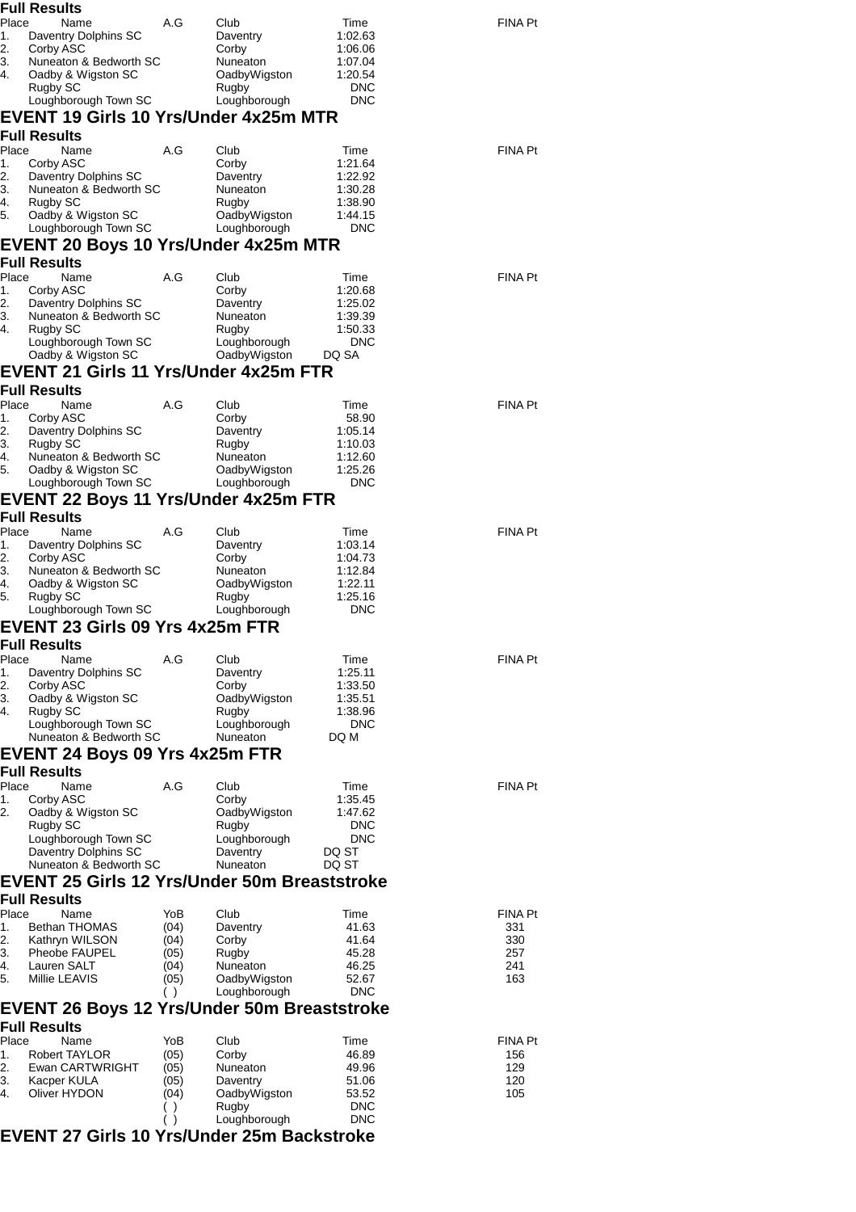**Full Results**

| Place | Name | A.G | Club | Time | FINA Pt |
|---|---|---|---|---|---|
| 1. | Daventry Dolphins SC | | Daventry | 1:02.63 | |
| 2. | Corby ASC | | Corby | 1:06.06 | |
| 3. | Nuneaton & Bedworth SC | | Nuneaton | 1:07.04 | |
| 4. | Oadby & Wigston SC | | OadbyWigston | 1:20.54 | |
| | Rugby SC | | Rugby | DNC | |
| | Loughborough Town SC | | Loughborough | DNC | |

## EVENT 19 Girls 10 Yrs/Under 4x25m MTR

**Full Results**

| Place | Name | A.G | Club | Time | FINA Pt |
|---|---|---|---|---|---|
| 1. | Corby ASC | | Corby | 1:21.64 | |
| 2. | Daventry Dolphins SC | | Daventry | 1:22.92 | |
| 3. | Nuneaton & Bedworth SC | | Nuneaton | 1:30.28 | |
| 4. | Rugby SC | | Rugby | 1:38.90 | |
| 5. | Oadby & Wigston SC | | OadbyWigston | 1:44.15 | |
| | Loughborough Town SC | | Loughborough | DNC | |

## EVENT 20 Boys 10 Yrs/Under 4x25m MTR

**Full Results**

| Place | Name | A.G | Club | Time | FINA Pt |
|---|---|---|---|---|---|
| 1. | Corby ASC | | Corby | 1:20.68 | |
| 2. | Daventry Dolphins SC | | Daventry | 1:25.02 | |
| 3. | Nuneaton & Bedworth SC | | Nuneaton | 1:39.39 | |
| 4. | Rugby SC | | Rugby | 1:50.33 | |
| | Loughborough Town SC | | Loughborough | DNC | |
| | Oadby & Wigston SC | | OadbyWigston | DQ SA | |

## EVENT 21 Girls 11 Yrs/Under 4x25m FTR

**Full Results**

| Place | Name | A.G | Club | Time | FINA Pt |
|---|---|---|---|---|---|
| 1. | Corby ASC | | Corby | 58.90 | |
| 2. | Daventry Dolphins SC | | Daventry | 1:05.14 | |
| 3. | Rugby SC | | Rugby | 1:10.03 | |
| 4. | Nuneaton & Bedworth SC | | Nuneaton | 1:12.60 | |
| 5. | Oadby & Wigston SC | | OadbyWigston | 1:25.26 | |
| | Loughborough Town SC | | Loughborough | DNC | |

## EVENT 22 Boys 11 Yrs/Under 4x25m FTR

**Full Results**

| Place | Name | A.G | Club | Time | FINA Pt |
|---|---|---|---|---|---|
| 1. | Daventry Dolphins SC | | Daventry | 1:03.14 | |
| 2. | Corby ASC | | Corby | 1:04.73 | |
| 3. | Nuneaton & Bedworth SC | | Nuneaton | 1:12.84 | |
| 4. | Oadby & Wigston SC | | OadbyWigston | 1:22.11 | |
| 5. | Rugby SC | | Rugby | 1:25.16 | |
| | Loughborough Town SC | | Loughborough | DNC | |

## EVENT 23 Girls 09 Yrs 4x25m FTR

**Full Results**

| Place | Name | A.G | Club | Time | FINA Pt |
|---|---|---|---|---|---|
| 1. | Daventry Dolphins SC | | Daventry | 1:25.11 | |
| 2. | Corby ASC | | Corby | 1:33.50 | |
| 3. | Oadby & Wigston SC | | OadbyWigston | 1:35.51 | |
| 4. | Rugby SC | | Rugby | 1:38.96 | |
| | Loughborough Town SC | | Loughborough | DNC | |
| | Nuneaton & Bedworth SC | | Nuneaton | DQ M | |

## EVENT 24 Boys 09 Yrs 4x25m FTR

**Full Results**

| Place | Name | A.G | Club | Time | FINA Pt |
|---|---|---|---|---|---|
| 1. | Corby ASC | | Corby | 1:35.45 | |
| 2. | Oadby & Wigston SC | | OadbyWigston | 1:47.62 | |
| | Rugby SC | | Rugby | DNC | |
| | Loughborough Town SC | | Loughborough | DNC | |
| | Daventry Dolphins SC | | Daventry | DQ ST | |
| | Nuneaton & Bedworth SC | | Nuneaton | DQ ST | |

## EVENT 25 Girls 12 Yrs/Under 50m Breaststroke

**Full Results**

| Place | Name | YoB | Club | Time | FINA Pt |
|---|---|---|---|---|---|
| 1. | Bethan THOMAS | (04) | Daventry | 41.63 | 331 |
| 2. | Kathryn WILSON | (04) | Corby | 41.64 | 330 |
| 3. | Pheobe FAUPEL | (05) | Rugby | 45.28 | 257 |
| 4. | Lauren SALT | (04) | Nuneaton | 46.25 | 241 |
| 5. | Millie LEAVIS | (05) | OadbyWigston | 52.67 | 163 |
| | | ( ) | Loughborough | DNC | |

## EVENT 26 Boys 12 Yrs/Under 50m Breaststroke

**Full Results**

| Place | Name | YoB | Club | Time | FINA Pt |
|---|---|---|---|---|---|
| 1. | Robert TAYLOR | (05) | Corby | 46.89 | 156 |
| 2. | Ewan CARTWRIGHT | (05) | Nuneaton | 49.96 | 129 |
| 3. | Kacper KULA | (05) | Daventry | 51.06 | 120 |
| 4. | Oliver HYDON | (04) | OadbyWigston | 53.52 | 105 |
| | | ( ) | Rugby | DNC | |
| | | ( ) | Loughborough | DNC | |

## EVENT 27 Girls 10 Yrs/Under 25m Backstroke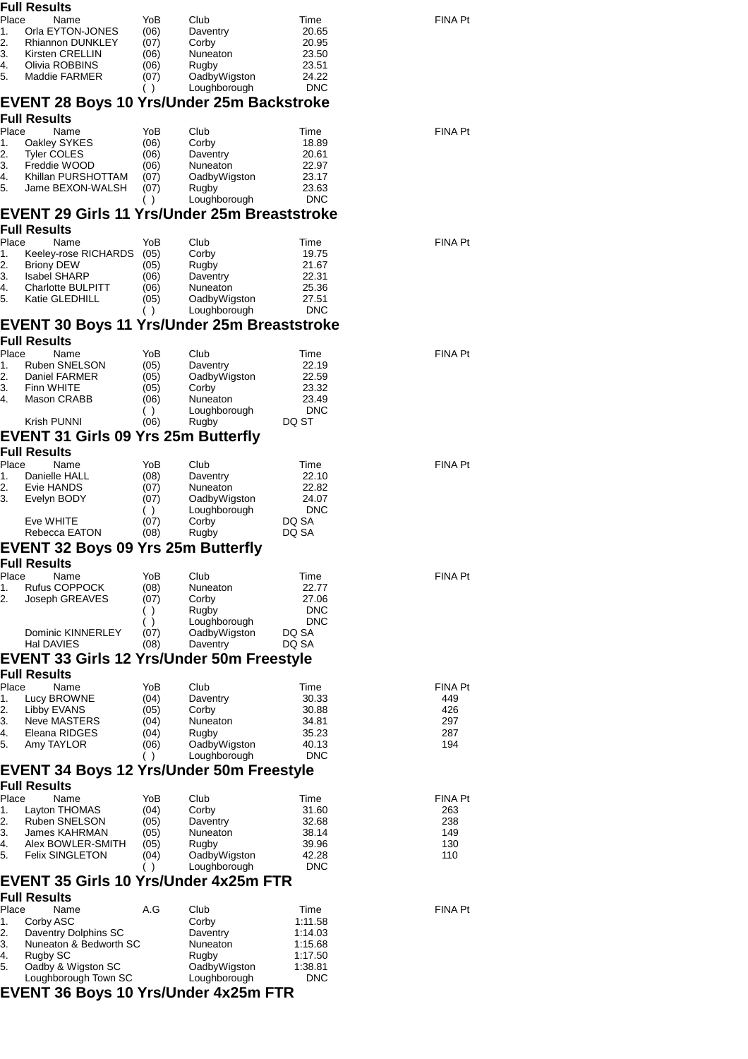**Full Results**

| Place | Name | YoB | Club | Time | FINA Pt |
|---|---|---|---|---|---|
| 1. | Orla EYTON-JONES | (06) | Daventry | 20.65 | |
| 2. | Rhiannon DUNKLEY | (07) | Corby | 20.95 | |
| 3. | Kirsten CRELLIN | (06) | Nuneaton | 23.50 | |
| 4. | Olivia ROBBINS | (06) | Rugby | 23.51 | |
| 5. | Maddie FARMER | (07) | OadbyWigston | 24.22 | |
| | | ( ) | Loughborough | DNC | |

## EVENT 28 Boys 10 Yrs/Under 25m Backstroke

**Full Results**

| Place | Name | YoB | Club | Time | FINA Pt |
|---|---|---|---|---|---|
| 1. | Oakley SYKES | (06) | Corby | 18.89 | |
| 2. | Tyler COLES | (06) | Daventry | 20.61 | |
| 3. | Freddie WOOD | (06) | Nuneaton | 22.97 | |
| 4. | Khillan PURSHOTTAM | (07) | OadbyWigston | 23.17 | |
| 5. | Jame BEXON-WALSH | (07) | Rugby | 23.63 | |
| | | ( ) | Loughborough | DNC | |

## EVENT 29 Girls 11 Yrs/Under 25m Breaststroke

**Full Results**

| Place | Name | YoB | Club | Time | FINA Pt |
|---|---|---|---|---|---|
| 1. | Keeley-rose RICHARDS | (05) | Corby | 19.75 | |
| 2. | Briony DEW | (05) | Rugby | 21.67 | |
| 3. | Isabel SHARP | (06) | Daventry | 22.31 | |
| 4. | Charlotte BULPITT | (06) | Nuneaton | 25.36 | |
| 5. | Katie GLEDHILL | (05) | OadbyWigston | 27.51 | |
| | | ( ) | Loughborough | DNC | |

## EVENT 30 Boys 11 Yrs/Under 25m Breaststroke

**Full Results**

| Place | Name | YoB | Club | Time | FINA Pt |
|---|---|---|---|---|---|
| 1. | Ruben SNELSON | (05) | Daventry | 22.19 | |
| 2. | Daniel FARMER | (05) | OadbyWigston | 22.59 | |
| 3. | Finn WHITE | (05) | Corby | 23.32 | |
| 4. | Mason CRABB | (06) | Nuneaton | 23.49 | |
| | | ( ) | Loughborough | DNC | |
| | Krish PUNNI | (06) | Rugby | DQ ST | |

## EVENT 31 Girls 09 Yrs 25m Butterfly

**Full Results**

| Place | Name | YoB | Club | Time | FINA Pt |
|---|---|---|---|---|---|
| 1. | Danielle HALL | (08) | Daventry | 22.10 | |
| 2. | Evie HANDS | (07) | Nuneaton | 22.82 | |
| 3. | Evelyn BODY | (07) | OadbyWigston | 24.07 | |
| | | ( ) | Loughborough | DNC | |
| | Eve WHITE | (07) | Corby | DQ SA | |
| | Rebecca EATON | (08) | Rugby | DQ SA | |

## EVENT 32 Boys 09 Yrs 25m Butterfly

**Full Results**

| Place | Name | YoB | Club | Time | FINA Pt |
|---|---|---|---|---|---|
| 1. | Rufus COPPOCK | (08) | Nuneaton | 22.77 | |
| 2. | Joseph GREAVES | (07) | Corby | 27.06 | |
| | | ( ) | Rugby | DNC | |
| | | ( ) | Loughborough | DNC | |
| | Dominic KINNERLEY | (07) | OadbyWigston | DQ SA | |
| | Hal DAVIES | (08) | Daventry | DQ SA | |

## EVENT 33 Girls 12 Yrs/Under 50m Freestyle

**Full Results**

| Place | Name | YoB | Club | Time | FINA Pt |
|---|---|---|---|---|---|
| 1. | Lucy BROWNE | (04) | Daventry | 30.33 | 449 |
| 2. | Libby EVANS | (05) | Corby | 30.88 | 426 |
| 3. | Neve MASTERS | (04) | Nuneaton | 34.81 | 297 |
| 4. | Eleana RIDGES | (04) | Rugby | 35.23 | 287 |
| 5. | Amy TAYLOR | (06) | OadbyWigston | 40.13 | 194 |
| | | ( ) | Loughborough | DNC | |

## EVENT 34 Boys 12 Yrs/Under 50m Freestyle

**Full Results**

| Place | Name | YoB | Club | Time | FINA Pt |
|---|---|---|---|---|---|
| 1. | Layton THOMAS | (04) | Corby | 31.60 | 263 |
| 2. | Ruben SNELSON | (05) | Daventry | 32.68 | 238 |
| 3. | James KAHRMAN | (05) | Nuneaton | 38.14 | 149 |
| 4. | Alex BOWLER-SMITH | (05) | Rugby | 39.96 | 130 |
| 5. | Felix SINGLETON | (04) | OadbyWigston | 42.28 | 110 |
| | | ( ) | Loughborough | DNC | |

## EVENT 35 Girls 10 Yrs/Under 4x25m FTR

**Full Results**

| Place | Name | A.G | Club | Time | FINA Pt |
|---|---|---|---|---|---|
| 1. | Corby ASC | | Corby | 1:11.58 | |
| 2. | Daventry Dolphins SC | | Daventry | 1:14.03 | |
| 3. | Nuneaton & Bedworth SC | | Nuneaton | 1:15.68 | |
| 4. | Rugby SC | | Rugby | 1:17.50 | |
| 5. | Oadby & Wigston SC | | OadbyWigston | 1:38.81 | |
| | Loughborough Town SC | | Loughborough | DNC | |

## EVENT 36 Boys 10 Yrs/Under 4x25m FTR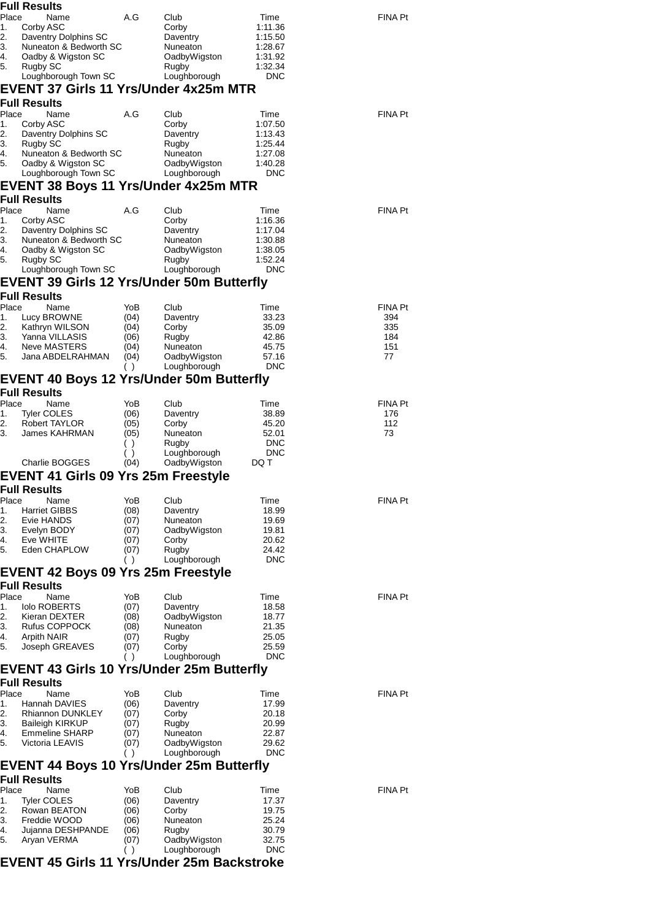**Full Results**

| Place | Name | A.G | Club | Time | FINA Pt |
|---|---|---|---|---|---|
| 1. | Corby ASC | | Corby | 1:11.36 | |
| 2. | Daventry Dolphins SC | | Daventry | 1:15.50 | |
| 3. | Nuneaton & Bedworth SC | | Nuneaton | 1:28.67 | |
| 4. | Oadby & Wigston SC | | OadbyWigston | 1:31.92 | |
| 5. | Rugby SC | | Rugby | 1:32.34 | |
| | Loughborough Town SC | | Loughborough | DNC | |

## EVENT 37 Girls 11 Yrs/Under 4x25m MTR

**Full Results**

| Place | Name | A.G | Club | Time | FINA Pt |
|---|---|---|---|---|---|
| 1. | Corby ASC | | Corby | 1:07.50 | |
| 2. | Daventry Dolphins SC | | Daventry | 1:13.43 | |
| 3. | Rugby SC | | Rugby | 1:25.44 | |
| 4. | Nuneaton & Bedworth SC | | Nuneaton | 1:27.08 | |
| 5. | Oadby & Wigston SC | | OadbyWigston | 1:40.28 | |
| | Loughborough Town SC | | Loughborough | DNC | |

## EVENT 38 Boys 11 Yrs/Under 4x25m MTR

**Full Results**

| Place | Name | A.G | Club | Time | FINA Pt |
|---|---|---|---|---|---|
| 1. | Corby ASC | | Corby | 1:16.36 | |
| 2. | Daventry Dolphins SC | | Daventry | 1:17.04 | |
| 3. | Nuneaton & Bedworth SC | | Nuneaton | 1:30.88 | |
| 4. | Oadby & Wigston SC | | OadbyWigston | 1:38.05 | |
| 5. | Rugby SC | | Rugby | 1:52.24 | |
| | Loughborough Town SC | | Loughborough | DNC | |

## EVENT 39 Girls 12 Yrs/Under 50m Butterfly

**Full Results**

| Place | Name | YoB | Club | Time | FINA Pt |
|---|---|---|---|---|---|
| 1. | Lucy BROWNE | (04) | Daventry | 33.23 | 394 |
| 2. | Kathryn WILSON | (04) | Corby | 35.09 | 335 |
| 3. | Yanna VILLASIS | (06) | Rugby | 42.86 | 184 |
| 4. | Neve MASTERS | (04) | Nuneaton | 45.75 | 151 |
| 5. | Jana ABDELRAHMAN | (04) | OadbyWigston | 57.16 | 77 |
| | | ( ) | Loughborough | DNC | |

## EVENT 40 Boys 12 Yrs/Under 50m Butterfly

**Full Results**

| Place | Name | YoB | Club | Time | FINA Pt |
|---|---|---|---|---|---|
| 1. | Tyler COLES | (06) | Daventry | 38.89 | 176 |
| 2. | Robert TAYLOR | (05) | Corby | 45.20 | 112 |
| 3. | James KAHRMAN | (05) | Nuneaton | 52.01 | 73 |
| | | ( ) | Rugby | DNC | |
| | | ( ) | Loughborough | DNC | |
| | Charlie BOGGES | (04) | OadbyWigston | DQ T | |

## EVENT 41 Girls 09 Yrs 25m Freestyle

**Full Results**

| Place | Name | YoB | Club | Time | FINA Pt |
|---|---|---|---|---|---|
| 1. | Harriet GIBBS | (08) | Daventry | 18.99 | |
| 2. | Evie HANDS | (07) | Nuneaton | 19.69 | |
| 3. | Evelyn BODY | (07) | OadbyWigston | 19.81 | |
| 4. | Eve WHITE | (07) | Corby | 20.62 | |
| 5. | Eden CHAPLOW | (07) | Rugby | 24.42 | |
| | | ( ) | Loughborough | DNC | |

## EVENT 42 Boys 09 Yrs 25m Freestyle

**Full Results**

| Place | Name | YoB | Club | Time | FINA Pt |
|---|---|---|---|---|---|
| 1. | Iolo ROBERTS | (07) | Daventry | 18.58 | |
| 2. | Kieran DEXTER | (08) | OadbyWigston | 18.77 | |
| 3. | Rufus COPPOCK | (08) | Nuneaton | 21.35 | |
| 4. | Arpith NAIR | (07) | Rugby | 25.05 | |
| 5. | Joseph GREAVES | (07) | Corby | 25.59 | |
| | | ( ) | Loughborough | DNC | |

## EVENT 43 Girls 10 Yrs/Under 25m Butterfly

**Full Results**

| Place | Name | YoB | Club | Time | FINA Pt |
|---|---|---|---|---|---|
| 1. | Hannah DAVIES | (06) | Daventry | 17.99 | |
| 2. | Rhiannon DUNKLEY | (07) | Corby | 20.18 | |
| 3. | Baileigh KIRKUP | (07) | Rugby | 20.99 | |
| 4. | Emmeline SHARP | (07) | Nuneaton | 22.87 | |
| 5. | Victoria LEAVIS | (07) | OadbyWigston | 29.62 | |
| | | ( ) | Loughborough | DNC | |

## EVENT 44 Boys 10 Yrs/Under 25m Butterfly

**Full Results**

| Place | Name | YoB | Club | Time | FINA Pt |
|---|---|---|---|---|---|
| 1. | Tyler COLES | (06) | Daventry | 17.37 | |
| 2. | Rowan BEATON | (06) | Corby | 19.75 | |
| 3. | Freddie WOOD | (06) | Nuneaton | 25.24 | |
| 4. | Jujanna DESHPANDE | (06) | Rugby | 30.79 | |
| 5. | Aryan VERMA | (07) | OadbyWigston | 32.75 | |
| | | ( ) | Loughborough | DNC | |

## EVENT 45 Girls 11 Yrs/Under 25m Backstroke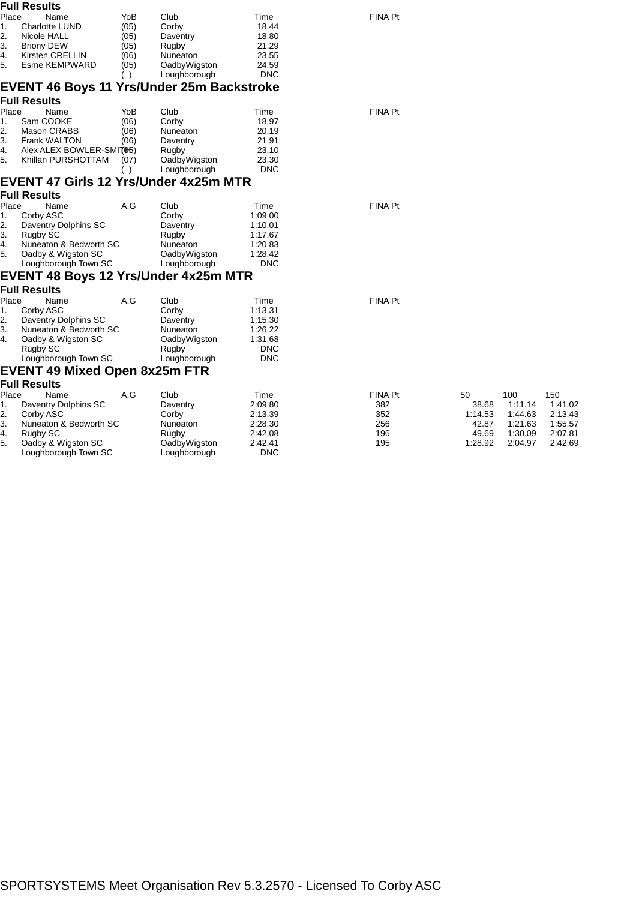**Full Results**

| Place | Name | YoB | Club | Time | FINA Pt |
|---|---|---|---|---|---|
| 1. | Charlotte LUND | (05) | Corby | 18.44 | |
| 2. | Nicole HALL | (05) | Daventry | 18.80 | |
| 3. | Briony DEW | (05) | Rugby | 21.29 | |
| 4. | Kirsten CRELLIN | (06) | Nuneaton | 23.55 | |
| 5. | Esme KEMPWARD | (05) | OadbyWigston | 24.59 | |
| | | ( ) | Loughborough | DNC | |

## EVENT 46 Boys 11 Yrs/Under 25m Backstroke

**Full Results**

| Place | Name | YoB | Club | Time | FINA Pt |
|---|---|---|---|---|---|
| 1. | Sam COOKE | (06) | Corby | 18.97 | |
| 2. | Mason CRABB | (06) | Nuneaton | 20.19 | |
| 3. | Frank WALTON | (06) | Daventry | 21.91 | |
| 4. | Alex ALEX BOWLER-SMITH | (05) | Rugby | 23.10 | |
| 5. | Khillan PURSHOTTAM | (07) | OadbyWigston | 23.30 | |
| | | ( ) | Loughborough | DNC | |

## EVENT 47 Girls 12 Yrs/Under 4x25m MTR

**Full Results**

| Place | Name | A.G | Club | Time | FINA Pt |
|---|---|---|---|---|---|
| 1. | Corby ASC | | Corby | 1:09.00 | |
| 2. | Daventry Dolphins SC | | Daventry | 1:10.01 | |
| 3. | Rugby SC | | Rugby | 1:17.67 | |
| 4. | Nuneaton & Bedworth SC | | Nuneaton | 1:20.83 | |
| 5. | Oadby & Wigston SC | | OadbyWigston | 1:28.42 | |
| | Loughborough Town SC | | Loughborough | DNC | |

## EVENT 48 Boys 12 Yrs/Under 4x25m MTR

**Full Results**

| Place | Name | A.G | Club | Time | FINA Pt |
|---|---|---|---|---|---|
| 1. | Corby ASC | | Corby | 1:13.31 | |
| 2. | Daventry Dolphins SC | | Daventry | 1:15.30 | |
| 3. | Nuneaton & Bedworth SC | | Nuneaton | 1:26.22 | |
| 4. | Oadby & Wigston SC | | OadbyWigston | 1:31.68 | |
| | Rugby SC | | Rugby | DNC | |
| | Loughborough Town SC | | Loughborough | DNC | |

## EVENT 49 Mixed Open 8x25m FTR

**Full Results**

| Place | Name | A.G | Club | Time | FINA Pt | 50 | 100 | 150 |
|---|---|---|---|---|---|---|---|---|
| 1. | Daventry Dolphins SC | | Daventry | 2:09.80 | 382 | 38.68 | 1:11.14 | 1:41.02 |
| 2. | Corby ASC | | Corby | 2:13.39 | 352 | 1:14.53 | 1:44.63 | 2:13.43 |
| 3. | Nuneaton & Bedworth SC | | Nuneaton | 2:28.30 | 256 | 42.87 | 1:21.63 | 1:55.57 |
| 4. | Rugby SC | | Rugby | 2:42.08 | 196 | 49.69 | 1:30.09 | 2:07.81 |
| 5. | Oadby & Wigston SC | | OadbyWigston | 2:42.41 | 195 | 1:28.92 | 2:04.97 | 2:42.69 |
| | Loughborough Town SC | | Loughborough | DNC | | | | |

SPORTSYSTEMS Meet Organisation Rev 5.3.2570 - Licensed To Corby ASC